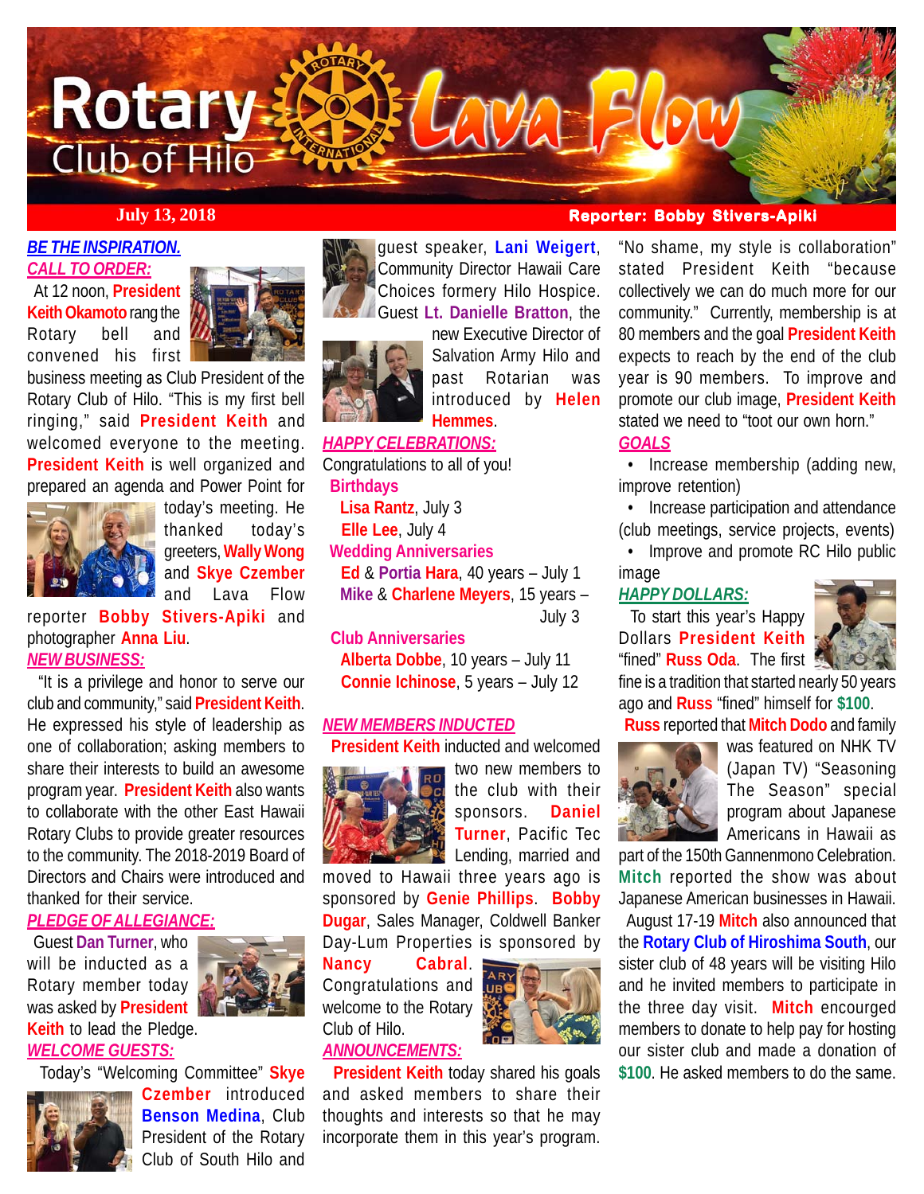# Rotary Club of Hilo — Lava Flow

**July 13, 2018** — **Reporter: Bobby Stivers-Apiki**

***BE THE INSPIRATION.***

## CALL TO ORDER:

At 12 noon, **President Keith Okamoto** rang the Rotary bell and convened his first business meeting as Club President of the Rotary Club of Hilo. "This is my first bell ringing," said **President Keith** and welcomed everyone to the meeting. **President Keith** is well organized and prepared an agenda and Power Point for today's meeting. He thanked today's greeters, **Wally Wong** and **Skye Czember** and Lava Flow reporter **Bobby Stivers-Apiki** and photographer **Anna Liu**.

## NEW BUSINESS:

"It is a privilege and honor to serve our club and community," said **President Keith**. He expressed his style of leadership as one of collaboration; asking members to share their interests to build an awesome program year. **President Keith** also wants to collaborate with the other East Hawaii Rotary Clubs to provide greater resources to the community. The 2018-2019 Board of Directors and Chairs were introduced and thanked for their service.

## PLEDGE OF ALLEGIANCE:

Guest **Dan Turner**, who will be inducted as a Rotary member today was asked by **President Keith** to lead the Pledge.

## WELCOME GUESTS:

Today's "Welcoming Committee" **Skye Czember** introduced **Benson Medina**, Club President of the Rotary Club of South Hilo and guest speaker, **Lani Weigert**, Community Director Hawaii Care Choices formery Hilo Hospice. Guest **Lt. Danielle Bratton**, the new Executive Director of Salvation Army Hilo and past Rotarian was introduced by **Helen Hemmes**.

## HAPPY CELEBRATIONS:

Congratulations to all of you!

**Birthdays**

- **Lisa Rantz**, July 3
- **Elle Lee**, July 4

**Wedding Anniversaries**

- **Ed** & **Portia Hara**, 40 years – July 1
- **Mike** & **Charlene Meyers**, 15 years – July 3

**Club Anniversaries**

- **Alberta Dobbe**, 10 years – July 11
- **Connie Ichinose**, 5 years – July 12

## NEW MEMBERS INDUCTED

**President Keith** inducted and welcomed two new members to the club with their sponsors. **Daniel Turner**, Pacific Tec Lending, married and moved to Hawaii three years ago is sponsored by **Genie Phillips**. **Bobby Dugar**, Sales Manager, Coldwell Banker Day-Lum Properties is sponsored by **Nancy Cabral**. Congratulations and welcome to the Rotary Club of Hilo.

## ANNOUNCEMENTS:

**President Keith** today shared his goals and asked members to share their thoughts and interests so that he may incorporate them in this year's program. "No shame, my style is collaboration" stated President Keith "because collectively we can do much more for our community." Currently, membership is at 80 members and the goal **President Keith** expects to reach by the end of the club year is 90 members. To improve and promote our club image, **President Keith** stated we need to "toot our own horn."

## GOALS

- Increase membership (adding new, improve retention)
- Increase participation and attendance (club meetings, service projects, events)
- Improve and promote RC Hilo public image

## HAPPY DOLLARS:

To start this year's Happy Dollars **President Keith** "fined" **Russ Oda**. The first fine is a tradition that started nearly 50 years ago and **Russ** "fined" himself for **$100**.

**Russ** reported that **Mitch Dodo** and family was featured on NHK TV (Japan TV) "Seasoning The Season" special program about Japanese Americans in Hawaii as part of the 150th Gannenmono Celebration. **Mitch** reported the show was about Japanese American businesses in Hawaii.

August 17-19 **Mitch** also announced that the **Rotary Club of Hiroshima South**, our sister club of 48 years will be visiting Hilo and he invited members to participate in the three day visit. **Mitch** encourged members to donate to help pay for hosting our sister club and made a donation of **$100**. He asked members to do the same.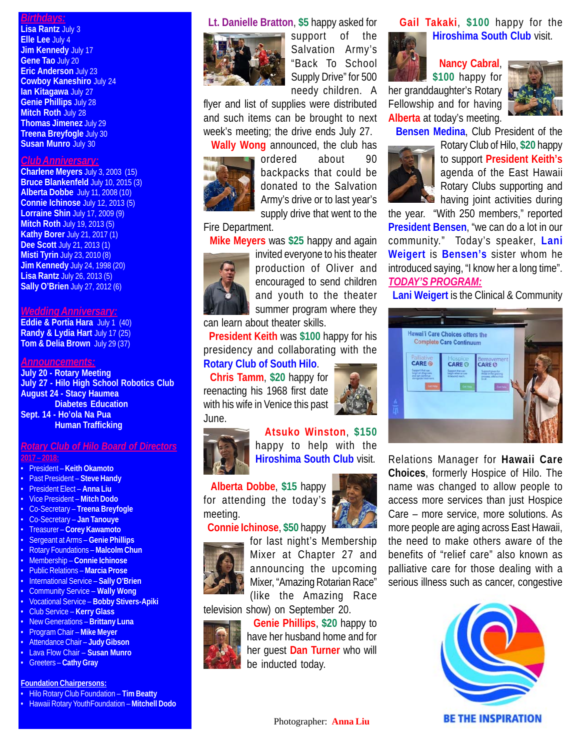## *Birthdays:*

**Lisa Rantz** July 3
**Elle Lee** July 4
**Jim Kennedy** July 17
**Gene Tao** July 20
**Eric Anderson** July 23
**Cowboy Kaneshiro** July 24
**Ian Kitagawa** July 27
**Genie Phillips** July 28
**Mitch Roth** July 28
**Thomas Jimenez** July 29
**Treena Breyfogle** July 30
**Susan Munro** July 30

## *Club Anniversary:*

**Charlene Meyers** July 3, 2003 (15)
**Bruce Blankenfeld** July 10, 2015 (3)
**Alberta Dobbe** July 11, 2008 (10)
**Connie Ichinose** July 12, 2013 (5)
**Lorraine Shin** July 17, 2009 (9)
**Mitch Roth** July 19, 2013 (5)
**Kathy Borer** July 21, 2017 (1)
**Dee Scott** July 21, 2013 (1)
**Misti Tyrin** July 23, 2010 (8)
**Jim Kennedy** July 24, 1998 (20)
**Lisa Rantz** July 26, 2013 (5)
**Sally O'Brien** July 27, 2012 (6)

## *Wedding Anniversary:*

**Eddie & Portia Hara** July 1 (40)
**Randy & Lydia Hart** July 17 (25)
**Tom & Delia Brown** July 29 (37)

## *Announcements:*

**July 20 - Rotary Meeting**
**July 27 - Hilo High School Robotics Club**
**August 24 - Stacy Haumea**
**Diabetes Education**
**Sept. 14 - Ho'ola Na Pua**
**Human Trafficking**

## *Rotary Club of Hilo Board of Directors*

**2017 – 2018:**

- President – **Keith Okamoto**
- Past President – **Steve Handy**
- President Elect – **Anna Liu**
- Vice President – **Mitch Dodo**
- Co-Secretary – **Treena Breyfogle**
- Co-Secretary – **Jan Tanouye**
- Treasurer – **Corey Kawamoto**
- Sergeant at Arms – **Genie Phillips**
- Rotary Foundations – **Malcolm Chun**
- Membership – **Connie Ichinose**
- Public Relations – **Marcia Prose**
- International Service – **Sally O'Brien**
- Community Service – **Wally Wong**
- Vocational Service – **Bobby Stivers-Apiki**
- Club Service – **Kerry Glass**
- New Generations – **Brittany Luna**
- Program Chair – **Mike Meyer**
- Attendance Chair – **Judy Gibson**
- Lava Flow Chair – **Susan Munro**
- Greeters – **Cathy Gray**

**Foundation Chairpersons:**

- Hilo Rotary Club Foundation – **Tim Beatty**
- Hawaii Rotary YouthFoundation – **Mitchell Dodo**

**Lt. Danielle Bratton**, **$5** happy asked for support of the Salvation Army's "Back To School Supply Drive" for 500 needy children. A flyer and list of supplies were distributed and such items can be brought to next week's meeting; the drive ends July 27.

**Wally Wong** announced, the club has ordered about 90 backpacks that could be donated to the Salvation Army's drive or to last year's supply drive that went to the Fire Department.

**Mike Meyers** was **$25** happy and again invited everyone to his theater production of Oliver and encouraged to send children and youth to the theater summer program where they can learn about theater skills.

**President Keith** was **$100** happy for his presidency and collaborating with the **Rotary Club of South Hilo**.

**Chris Tamm**, **$20** happy for reenacting his 1968 first date with his wife in Venice this past June.

**Atsuko Winston**, **$150** happy to help with the **Hiroshima South Club** visit.

**Alberta Dobbe**, **$15** happy for attending the today's meeting.

**Connie Ichinose**, **$50** happy for last night's Membership Mixer at Chapter 27 and announcing the upcoming Mixer, "Amazing Rotarian Race" (like the Amazing Race television show) on September 20.

**Genie Phillips**, **$20** happy to have her husband home and for her guest **Dan Turner** who will be inducted today.

**Gail Takaki**, **$100** happy for the **Hiroshima South Club** visit.

**Nancy Cabral**, **$100** happy for her granddaughter's Rotary Fellowship and for having **Alberta** at today's meeting.

**Bensen Medina**, Club President of the Rotary Club of Hilo, **$20** happy to support **President Keith's** agenda of the East Hawaii Rotary Clubs supporting and having joint activities during the year. "With 250 members," reported **President Bensen**, "we can do a lot in our community." Today's speaker, **Lani Weigert** is **Bensen's** sister whom he introduced saying, "I know her a long time".

## *TODAY'S PROGRAM:*

**Lani Weigert** is the Clinical & Community Relations Manager for **Hawaii Care Choices**, formerly Hospice of Hilo. The name was changed to allow people to access more services than just Hospice Care – more service, more solutions. As more people are aging across East Hawaii, the need to make others aware of the benefits of "relief care" also known as palliative care for those dealing with a serious illness such as cancer, congestive

BE THE INSPIRATION

Photographer: **Anna Liu**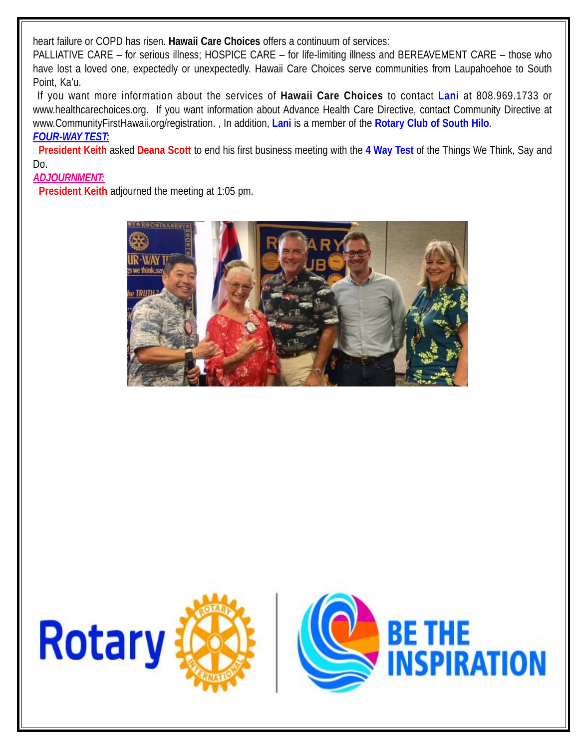heart failure or COPD has risen. **Hawaii Care Choices** offers a continuum of services:

PALLIATIVE CARE – for serious illness; HOSPICE CARE – for life-limiting illness and BEREAVEMENT CARE – those who have lost a loved one, expectedly or unexpectedly. Hawaii Care Choices serve communities from Laupahoehoe to South Point, Ka'u.

If you want more information about the services of **Hawaii Care Choices** to contact **Lani** at 808.969.1733 or www.healthcarechoices.org. If you want information about Advance Health Care Directive, contact Community Directive at www.CommunityFirstHawaii.org/registration. , In addition, **Lani** is a member of the **Rotary Club of South Hilo**.

***FOUR-WAY TEST:***

**President Keith** asked **Deana Scott** to end his first business meeting with the **4 Way Test** of the Things We Think, Say and Do.

***ADJOURNMENT:***

**President Keith** adjourned the meeting at 1:05 pm.

Rotary | BE THE INSPIRATION